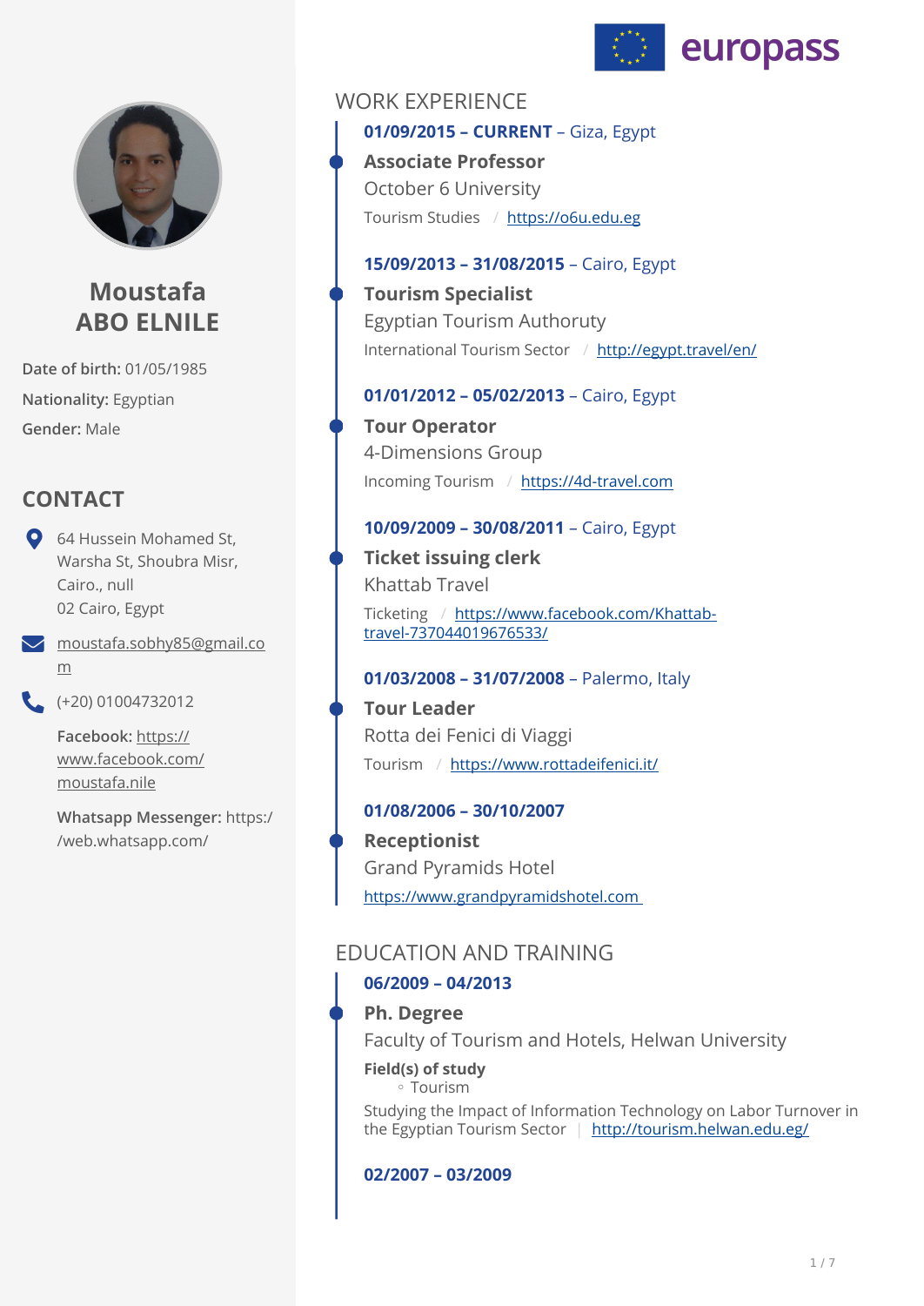# Moustafa ABO ELNILE

**Date of birth:** 01/05/1985

**Nationality:** Egyptian

**Gender:** Male

## CONTACT

64 Hussein Mohamed St, Warsha St, Shoubra Misr, Cairo., null
02 Cairo, Egypt

moustafa.sobhy85@gmail.com

(+20) 01004732012

**Facebook:** https://www.facebook.com/moustafa.nile

**Whatsapp Messenger:** https://web.whatsapp.com/

## WORK EXPERIENCE

**01/09/2015 – CURRENT** – Giza, Egypt

### Associate Professor

October 6 University

Tourism Studies / https://o6u.edu.eg

**15/09/2013 – 31/08/2015** – Cairo, Egypt

### Tourism Specialist

Egyptian Tourism Authoruty

International Tourism Sector / http://egypt.travel/en/

**01/01/2012 – 05/02/2013** – Cairo, Egypt

### Tour Operator

4-Dimensions Group

Incoming Tourism / https://4d-travel.com

**10/09/2009 – 30/08/2011** – Cairo, Egypt

### Ticket issuing clerk

Khattab Travel

Ticketing / https://www.facebook.com/Khattab-travel-737044019676533/

**01/03/2008 – 31/07/2008** – Palermo, Italy

### Tour Leader

Rotta dei Fenici di Viaggi

Tourism / https://www.rottadeifenici.it/

**01/08/2006 – 30/10/2007**

### Receptionist

Grand Pyramids Hotel

https://www.grandpyramidshotel.com

## EDUCATION AND TRAINING

**06/2009 – 04/2013**

### Ph. Degree

Faculty of Tourism and Hotels, Helwan University

**Field(s) of study**

- Tourism

Studying the Impact of Information Technology on Labor Turnover in the Egyptian Tourism Sector | http://tourism.helwan.edu.eg/

**02/2007 – 03/2009**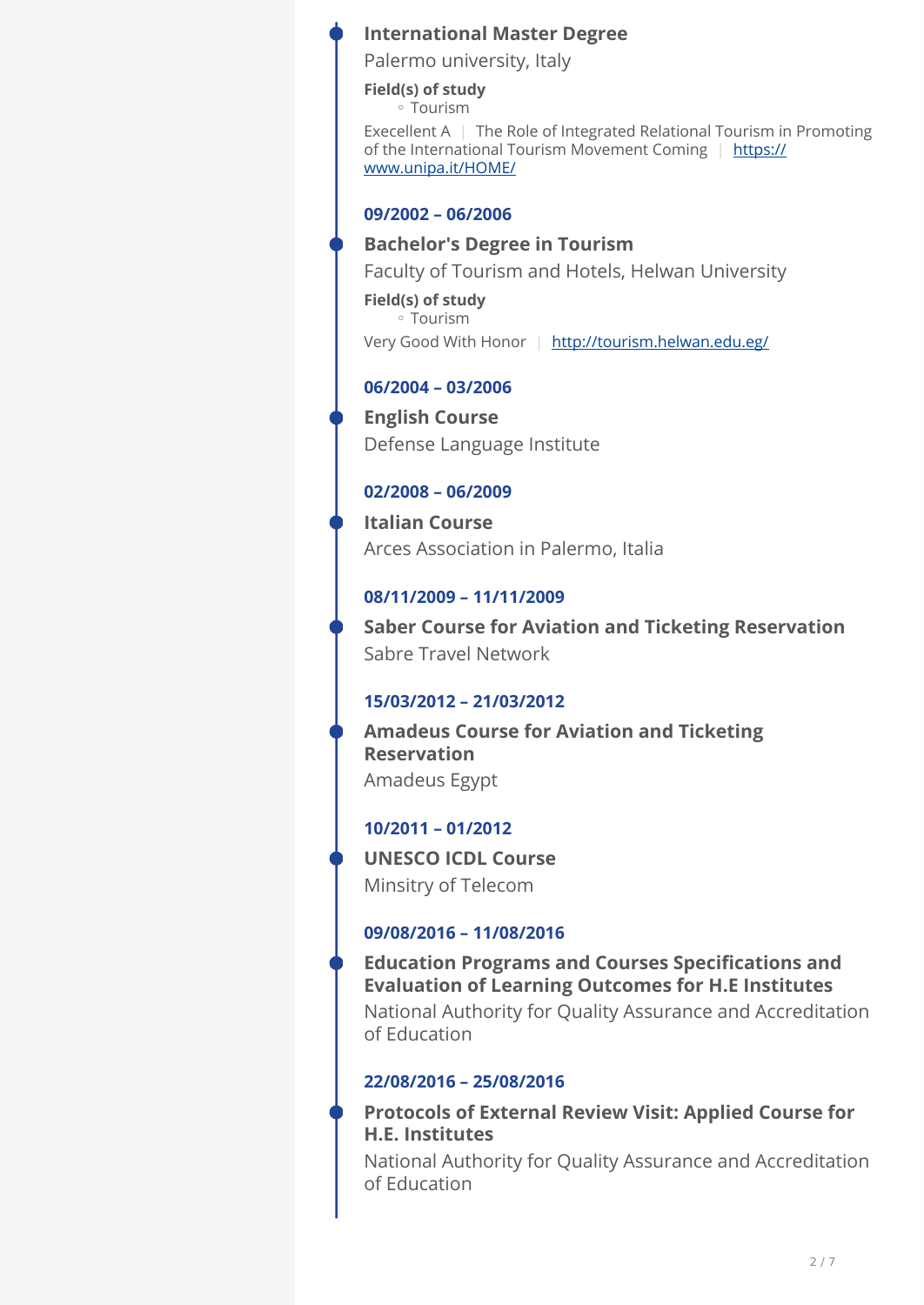### International Master Degree

Palermo university, Italy

**Field(s) of study**

- Tourism

Execellent A | The Role of Integrated Relational Tourism in Promoting of the International Tourism Movement Coming | https://www.unipa.it/HOME/

**09/2002 – 06/2006**

### Bachelor's Degree in Tourism

Faculty of Tourism and Hotels, Helwan University

**Field(s) of study**

- Tourism

Very Good With Honor | http://tourism.helwan.edu.eg/

**06/2004 – 03/2006**

### English Course

Defense Language Institute

**02/2008 – 06/2009**

### Italian Course

Arces Association in Palermo, Italia

**08/11/2009 – 11/11/2009**

### Saber Course for Aviation and Ticketing Reservation

Sabre Travel Network

**15/03/2012 – 21/03/2012**

### Amadeus Course for Aviation and Ticketing Reservation

Amadeus Egypt

**10/2011 – 01/2012**

### UNESCO ICDL Course

Minsitry of Telecom

**09/08/2016 – 11/08/2016**

### Education Programs and Courses Specifications and Evaluation of Learning Outcomes for H.E Institutes

National Authority for Quality Assurance and Accreditation of Education

**22/08/2016 – 25/08/2016**

### Protocols of External Review Visit: Applied Course for H.E. Institutes

National Authority for Quality Assurance and Accreditation of Education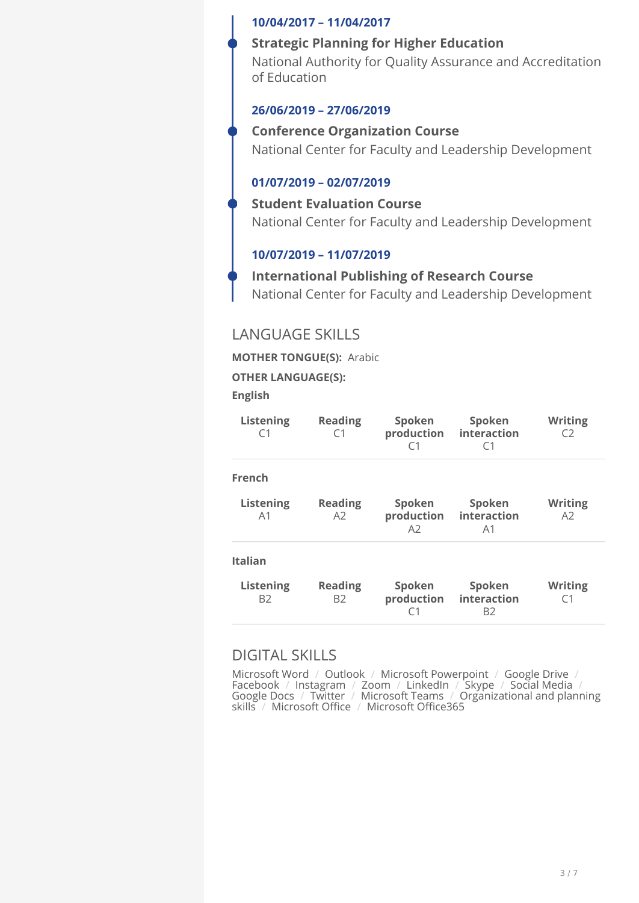**10/04/2017 – 11/04/2017**

**Strategic Planning for Higher Education**
National Authority for Quality Assurance and Accreditation of Education

**26/06/2019 – 27/06/2019**

**Conference Organization Course**
National Center for Faculty and Leadership Development

**01/07/2019 – 02/07/2019**

**Student Evaluation Course**
National Center for Faculty and Leadership Development

**10/07/2019 – 11/07/2019**

**International Publishing of Research Course**
National Center for Faculty and Leadership Development

## LANGUAGE SKILLS

**MOTHER TONGUE(S):** Arabic

**OTHER LANGUAGE(S):**

**English**

| Listening | Reading | Spoken production | Spoken interaction | Writing |
|---|---|---|---|---|
| C1 | C1 | C1 | C1 | C2 |

**French**

| Listening | Reading | Spoken production | Spoken interaction | Writing |
|---|---|---|---|---|
| A1 | A2 | A2 | A1 | A2 |

**Italian**

| Listening | Reading | Spoken production | Spoken interaction | Writing |
|---|---|---|---|---|
| B2 | B2 | C1 | B2 | C1 |

## DIGITAL SKILLS

Microsoft Word / Outlook / Microsoft Powerpoint / Google Drive / Facebook / Instagram / Zoom / LinkedIn / Skype / Social Media / Google Docs / Twitter / Microsoft Teams / Organizational and planning skills / Microsoft Office / Microsoft Office365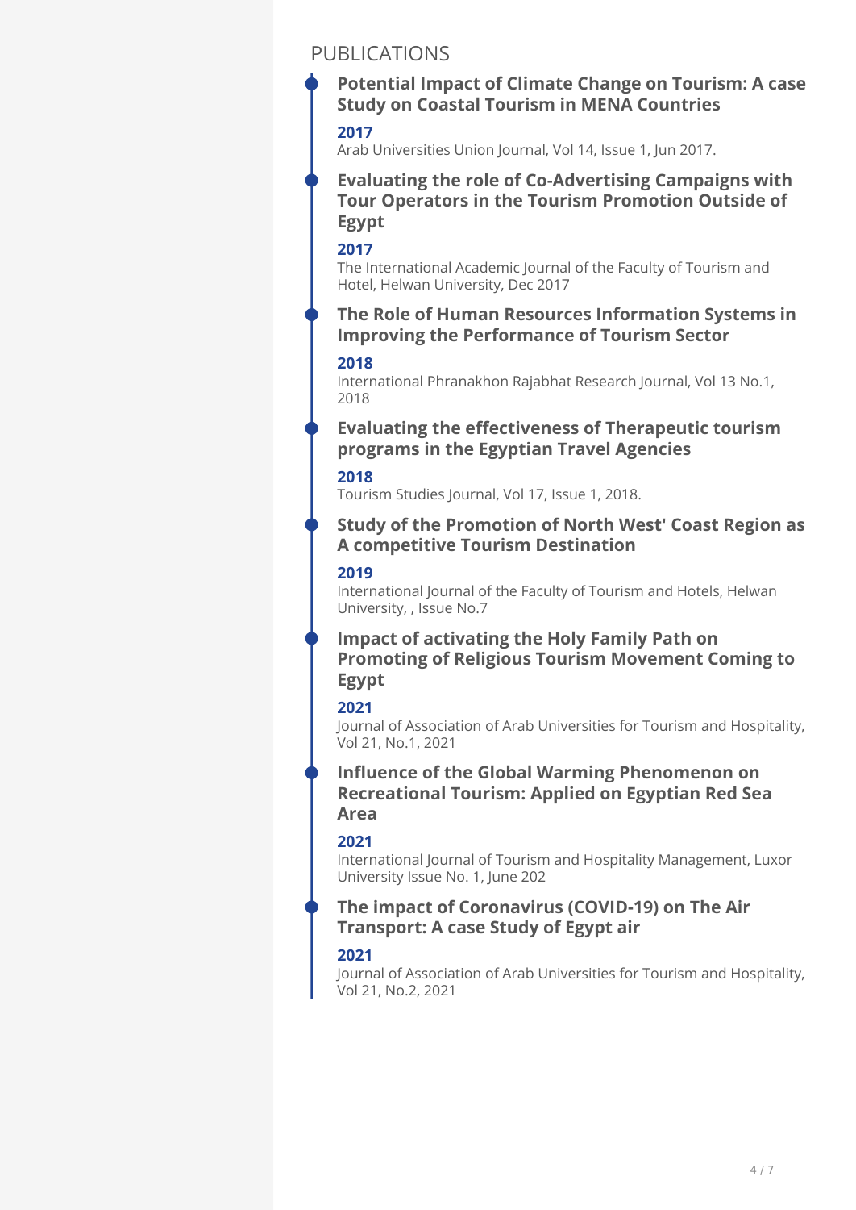## PUBLICATIONS

### Potential Impact of Climate Change on Tourism: A case Study on Coastal Tourism in MENA Countries

**2017**

Arab Universities Union Journal, Vol 14, Issue 1, Jun 2017.

### Evaluating the role of Co-Advertising Campaigns with Tour Operators in the Tourism Promotion Outside of Egypt

**2017**

The International Academic Journal of the Faculty of Tourism and Hotel, Helwan University, Dec 2017

### The Role of Human Resources Information Systems in Improving the Performance of Tourism Sector

**2018**

International Phranakhon Rajabhat Research Journal, Vol 13 No.1, 2018

### Evaluating the effectiveness of Therapeutic tourism programs in the Egyptian Travel Agencies

**2018**

Tourism Studies Journal, Vol 17, Issue 1, 2018.

### Study of the Promotion of North West' Coast Region as A competitive Tourism Destination

**2019**

International Journal of the Faculty of Tourism and Hotels, Helwan University, , Issue No.7

### Impact of activating the Holy Family Path on Promoting of Religious Tourism Movement Coming to Egypt

**2021**

Journal of Association of Arab Universities for Tourism and Hospitality, Vol 21, No.1, 2021

### Influence of the Global Warming Phenomenon on Recreational Tourism: Applied on Egyptian Red Sea Area

**2021**

International Journal of Tourism and Hospitality Management, Luxor University Issue No. 1, June 202

### The impact of Coronavirus (COVID-19) on The Air Transport: A case Study of Egypt air

**2021**

Journal of Association of Arab Universities for Tourism and Hospitality, Vol 21, No.2, 2021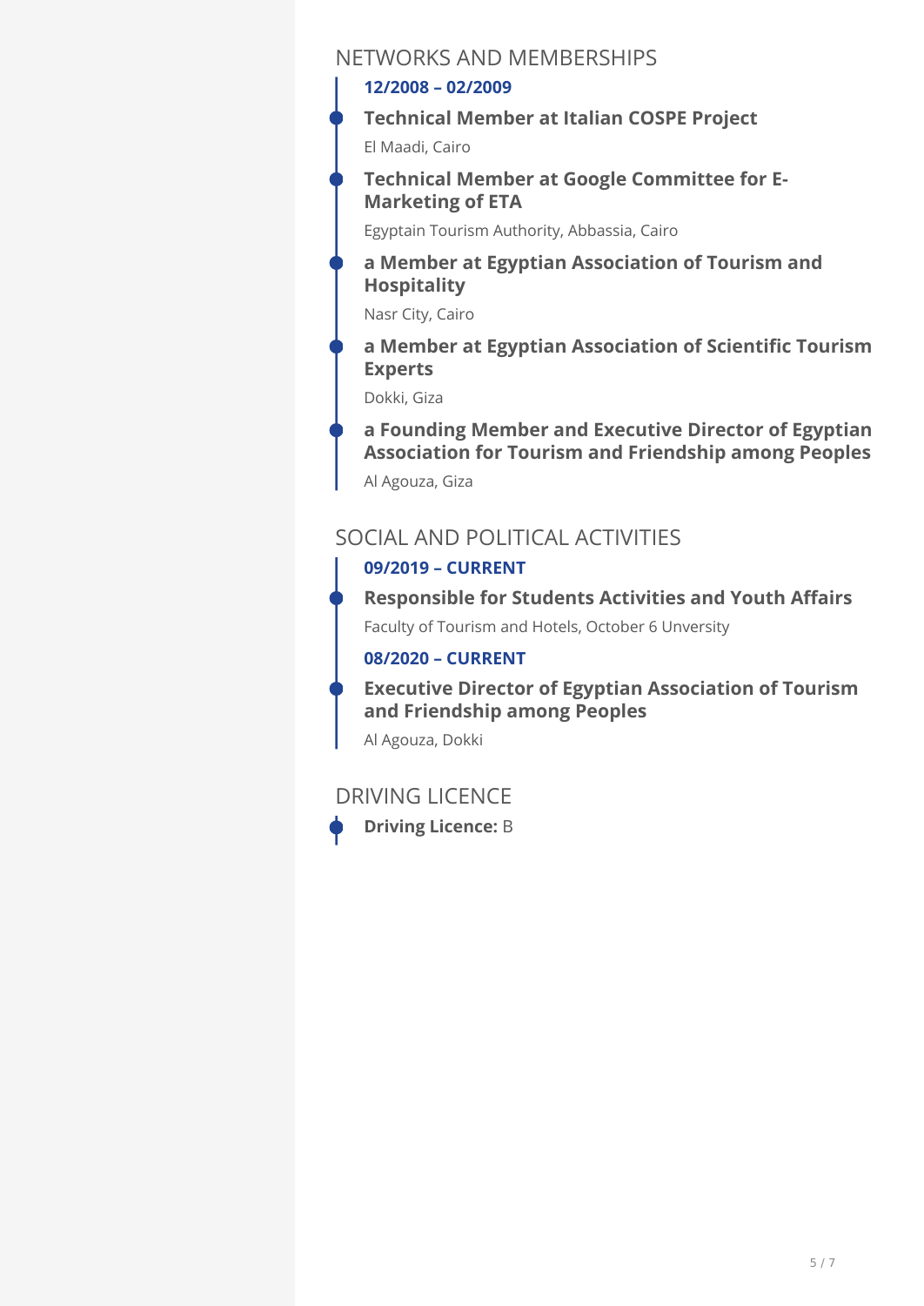## NETWORKS AND MEMBERSHIPS

**12/2008 – 02/2009**

**Technical Member at Italian COSPE Project**

El Maadi, Cairo

**Technical Member at Google Committee for E-Marketing of ETA**

Egyptain Tourism Authority, Abbassia, Cairo

**a Member at Egyptian Association of Tourism and Hospitality**

Nasr City, Cairo

**a Member at Egyptian Association of Scientific Tourism Experts**

Dokki, Giza

**a Founding Member and Executive Director of Egyptian Association for Tourism and Friendship among Peoples**

Al Agouza, Giza

## SOCIAL AND POLITICAL ACTIVITIES

**09/2019 – CURRENT**

**Responsible for Students Activities and Youth Affairs**

Faculty of Tourism and Hotels, October 6 Unversity

**08/2020 – CURRENT**

**Executive Director of Egyptian Association of Tourism and Friendship among Peoples**

Al Agouza, Dokki

## DRIVING LICENCE

**Driving Licence:** B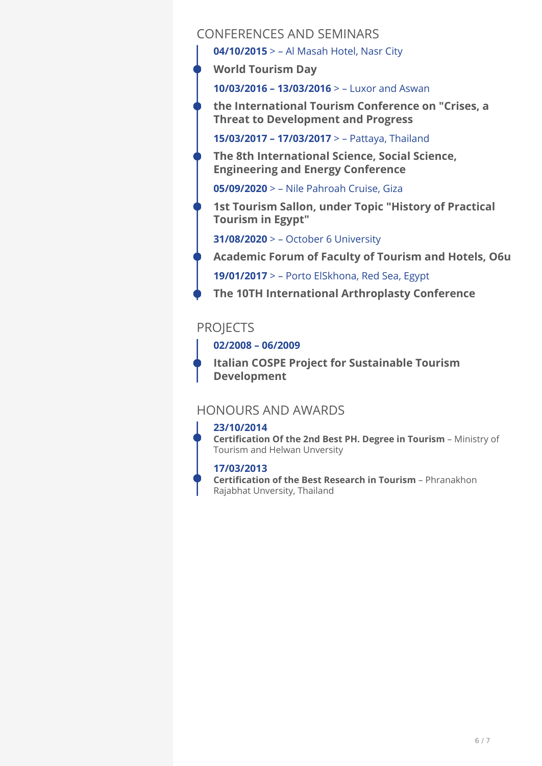## CONFERENCES AND SEMINARS

**04/10/2015** > – Al Masah Hotel, Nasr City

**World Tourism Day**

**10/03/2016 – 13/03/2016** > – Luxor and Aswan

**the International Tourism Conference on "Crises, a Threat to Development and Progress**

**15/03/2017 – 17/03/2017** > – Pattaya, Thailand

**The 8th International Science, Social Science, Engineering and Energy Conference**

**05/09/2020** > – Nile Pahroah Cruise, Giza

**1st Tourism Sallon, under Topic "History of Practical Tourism in Egypt"**

**31/08/2020** > – October 6 University

**Academic Forum of Faculty of Tourism and Hotels, O6u**

**19/01/2017** > – Porto ElSkhona, Red Sea, Egypt

**The 10TH International Arthroplasty Conference**

## PROJECTS

**02/2008 – 06/2009**

**Italian COSPE Project for Sustainable Tourism Development**

## HONOURS AND AWARDS

**23/10/2014**
**Certification Of the 2nd Best PH. Degree in Tourism** – Ministry of Tourism and Helwan Unversity

**17/03/2013**
**Certification of the Best Research in Tourism** – Phranakhon Rajabhat Unversity, Thailand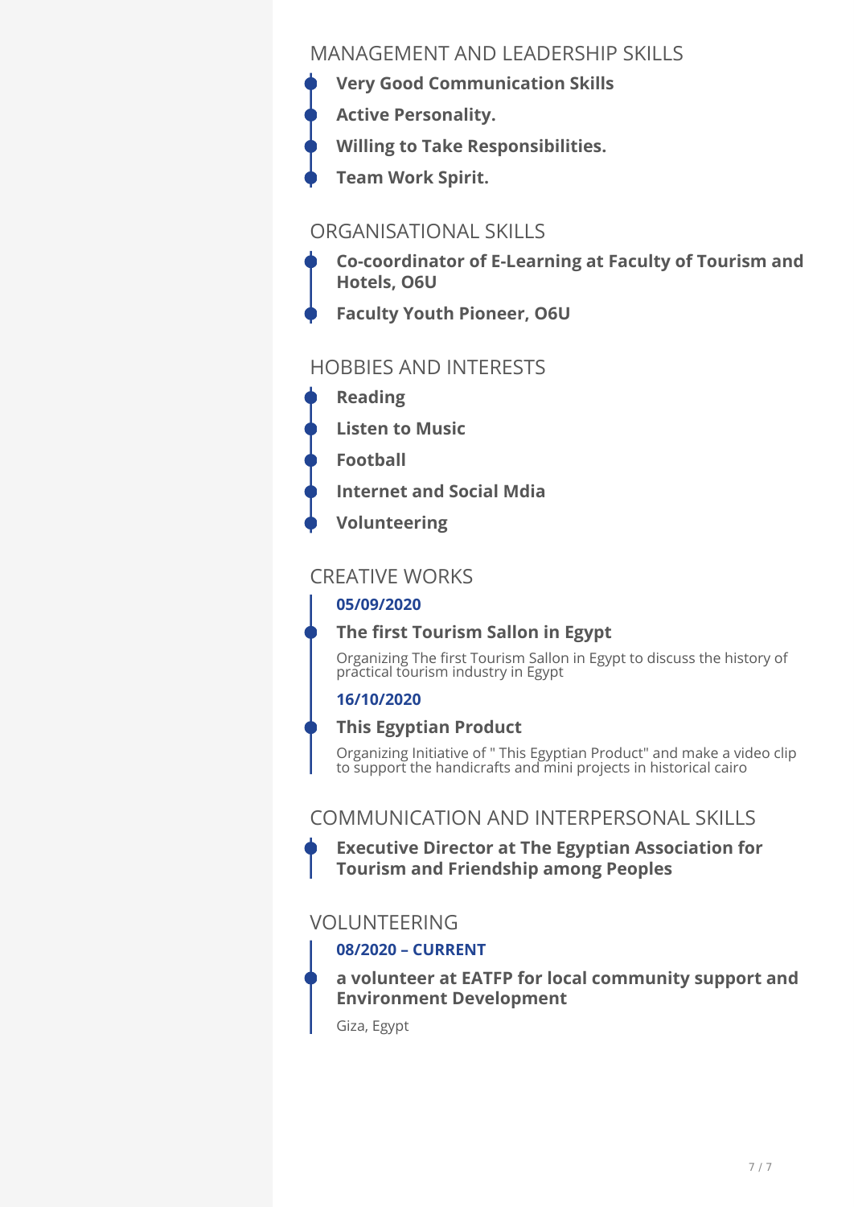## MANAGEMENT AND LEADERSHIP SKILLS

- **Very Good Communication Skills**
- **Active Personality.**
- **Willing to Take Responsibilities.**
- **Team Work Spirit.**

## ORGANISATIONAL SKILLS

- **Co-coordinator of E-Learning at Faculty of Tourism and Hotels, O6U**
- **Faculty Youth Pioneer, O6U**

## HOBBIES AND INTERESTS

- **Reading**
- **Listen to Music**
- **Football**
- **Internet and Social Mdia**
- **Volunteering**

## CREATIVE WORKS

**05/09/2020**

**The first Tourism Sallon in Egypt**

Organizing The first Tourism Sallon in Egypt to discuss the history of practical tourism industry in Egypt

**16/10/2020**

**This Egyptian Product**

Organizing Initiative of " This Egyptian Product" and make a video clip to support the handicrafts and mini projects in historical cairo

## COMMUNICATION AND INTERPERSONAL SKILLS

- **Executive Director at The Egyptian Association for Tourism and Friendship among Peoples**

## VOLUNTEERING

**08/2020 – CURRENT**

**a volunteer at EATFP for local community support and Environment Development**

Giza, Egypt